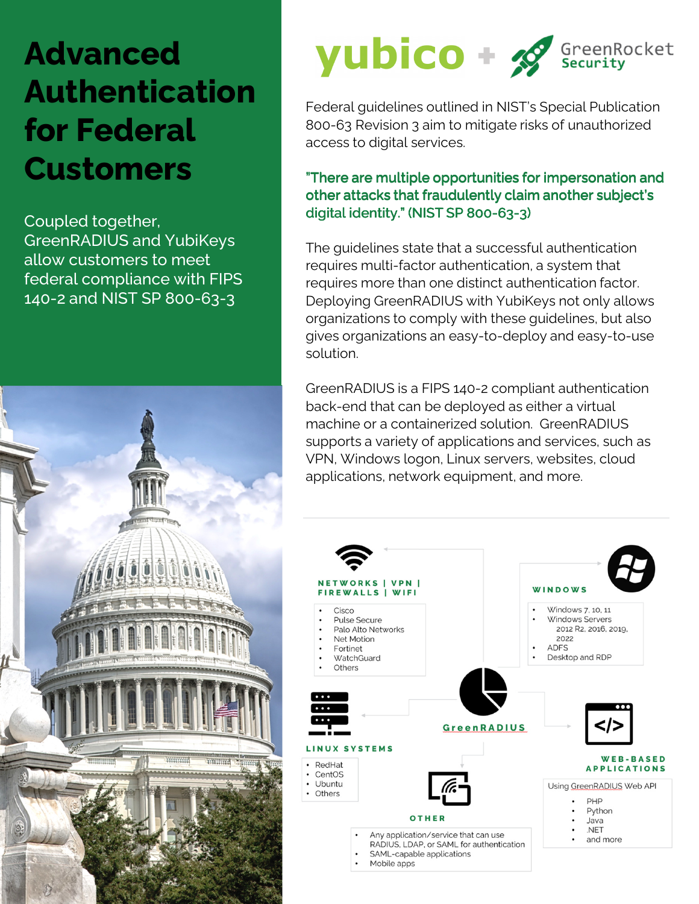# Advanced Authentication for Federal Customers

Coupled together, GreenRADIUS and YubiKeys allow customers to meet federal compliance with FIPS 140-2 and NIST SP 800-63-3

yubico + GreenRocket Security

Federal guidelines outlined in NIST's Special Publication 800-63 Revision 3 aim to mitigate risks of unauthorized access to digital services.

**"There are multiple opportunities for impersonation and other attacks that fraudulently claim another subject's digital identity." (NIST SP 800-63-3)**

The guidelines state that a successful authentication requires multi-factor authentication, a system that requires more than one distinct authentication factor. Deploying GreenRADIUS with YubiKeys not only allows organizations to comply with these guidelines, but also gives organizations an easy-to-deploy and easy-to-use solution.

GreenRADIUS is a FIPS 140-2 compliant authentication back-end that can be deployed as either a virtual machine or a containerized solution. GreenRADIUS supports a variety of applications and services, such as VPN, Windows logon, Linux servers, websites, cloud applications, network equipment, and more.

**GreenRADIUS**

**NETWORKS | VPN | FIREWALLS | WIFI**

- Cisco
- Pulse Secure
- Palo Alto Networks
- Net Motion
- Fortinet
- WatchGuard
- Others

**WINDOWS**

- Windows 7, 10, 11
- Windows Servers 2012 R2, 2016, 2019, 2022
- ADFS
- Desktop and RDP

**LINUX SYSTEMS**

- RedHat
- CentOS
- Ubuntu
- Others

**WEB-BASED APPLICATIONS**

Using GreenRADIUS Web API

- PHP
- Python
- Java
- .NET
- and more

**OTHER**

- Any application/service that can use RADIUS, LDAP, or SAML for authentication
- SAML-capable applications
- Mobile apps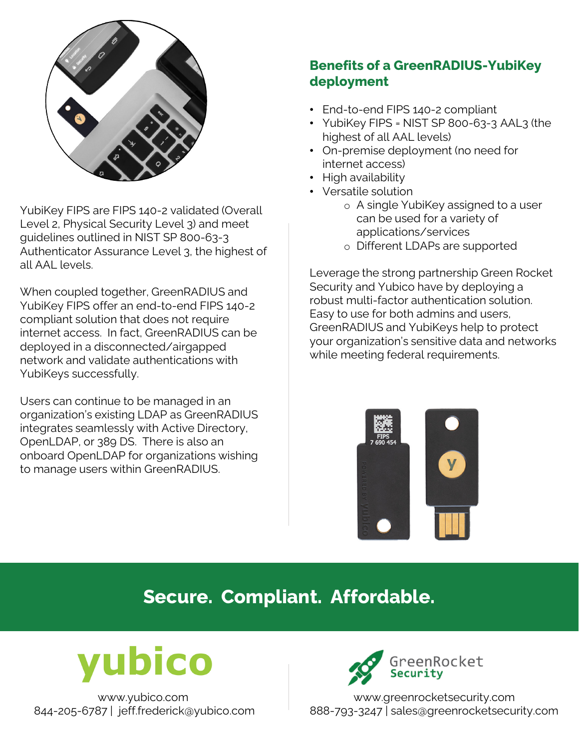YubiKey FIPS are FIPS 140-2 validated (Overall Level 2, Physical Security Level 3) and meet guidelines outlined in NIST SP 800-63-3 Authenticator Assurance Level 3, the highest of all AAL levels.

When coupled together, GreenRADIUS and YubiKey FIPS offer an end-to-end FIPS 140-2 compliant solution that does not require internet access. In fact, GreenRADIUS can be deployed in a disconnected/airgapped network and validate authentications with YubiKeys successfully.

Users can continue to be managed in an organization's existing LDAP as GreenRADIUS integrates seamlessly with Active Directory, OpenLDAP, or 389 DS. There is also an onboard OpenLDAP for organizations wishing to manage users within GreenRADIUS.

## Benefits of a GreenRADIUS-YubiKey deployment

- End-to-end FIPS 140-2 compliant
- YubiKey FIPS = NIST SP 800-63-3 AAL3 (the highest of all AAL levels)
- On-premise deployment (no need for internet access)
- High availability
- Versatile solution
  - A single YubiKey assigned to a user can be used for a variety of applications/services
  - Different LDAPs are supported

Leverage the strong partnership Green Rocket Security and Yubico have by deploying a robust multi-factor authentication solution. Easy to use for both admins and users, GreenRADIUS and YubiKeys help to protect your organization's sensitive data and networks while meeting federal requirements.

## Secure. Compliant. Affordable.

yubico

www.yubico.com
844-205-6787 | jeff.frederick@yubico.com

GreenRocket Security

www.greenrocketsecurity.com
888-793-3247 | sales@greenrocketsecurity.com